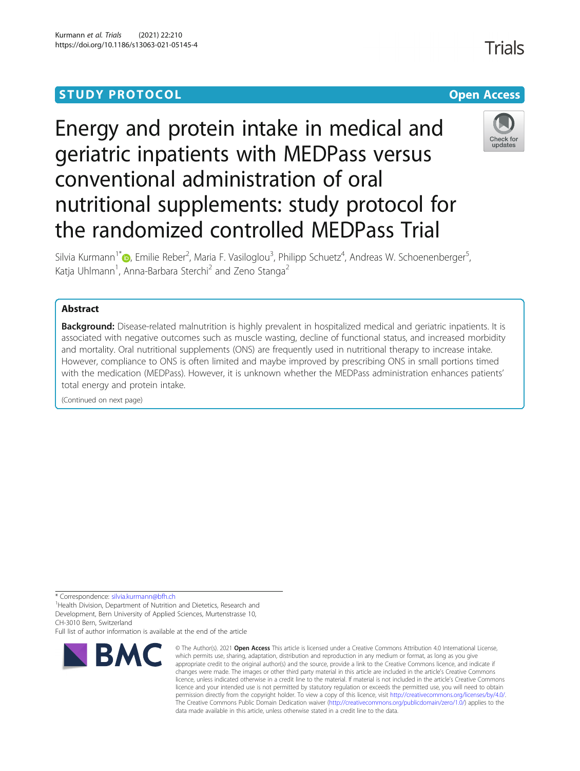STUDY PROTOCOL

Open Access

# Energy and protein intake in medical and geriatric inpatients with MEDPass versus conventional administration of oral nutritional supplements: study protocol for the randomized controlled MEDPass Trial

Silvia Kurmann[1*], Emilie Reber[2], Maria F. Vasiloglou[3], Philipp Schuetz[4], Andreas W. Schoenenberger[5], Katja Uhlmann[1], Anna-Barbara Sterchi[2] and Zeno Stanga[2]

## Abstract

**Background:** Disease-related malnutrition is highly prevalent in hospitalized medical and geriatric inpatients. It is associated with negative outcomes such as muscle wasting, decline of functional status, and increased morbidity and mortality. Oral nutritional supplements (ONS) are frequently used in nutritional therapy to increase intake. However, compliance to ONS is often limited and maybe improved by prescribing ONS in small portions timed with the medication (MEDPass). However, it is unknown whether the MEDPass administration enhances patients' total energy and protein intake.

(Continued on next page)

* Correspondence: silvia.kurmann@bfh.ch

[1]Health Division, Department of Nutrition and Dietetics, Research and Development, Bern University of Applied Sciences, Murtenstrasse 10, CH-3010 Bern, Switzerland

Full list of author information is available at the end of the article

© The Author(s). 2021 **Open Access** This article is licensed under a Creative Commons Attribution 4.0 International License, which permits use, sharing, adaptation, distribution and reproduction in any medium or format, as long as you give appropriate credit to the original author(s) and the source, provide a link to the Creative Commons licence, and indicate if changes were made. The images or other third party material in this article are included in the article's Creative Commons licence, unless indicated otherwise in a credit line to the material. If material is not included in the article's Creative Commons licence and your intended use is not permitted by statutory regulation or exceeds the permitted use, you will need to obtain permission directly from the copyright holder. To view a copy of this licence, visit http://creativecommons.org/licenses/by/4.0/. The Creative Commons Public Domain Dedication waiver (http://creativecommons.org/publicdomain/zero/1.0/) applies to the data made available in this article, unless otherwise stated in a credit line to the data.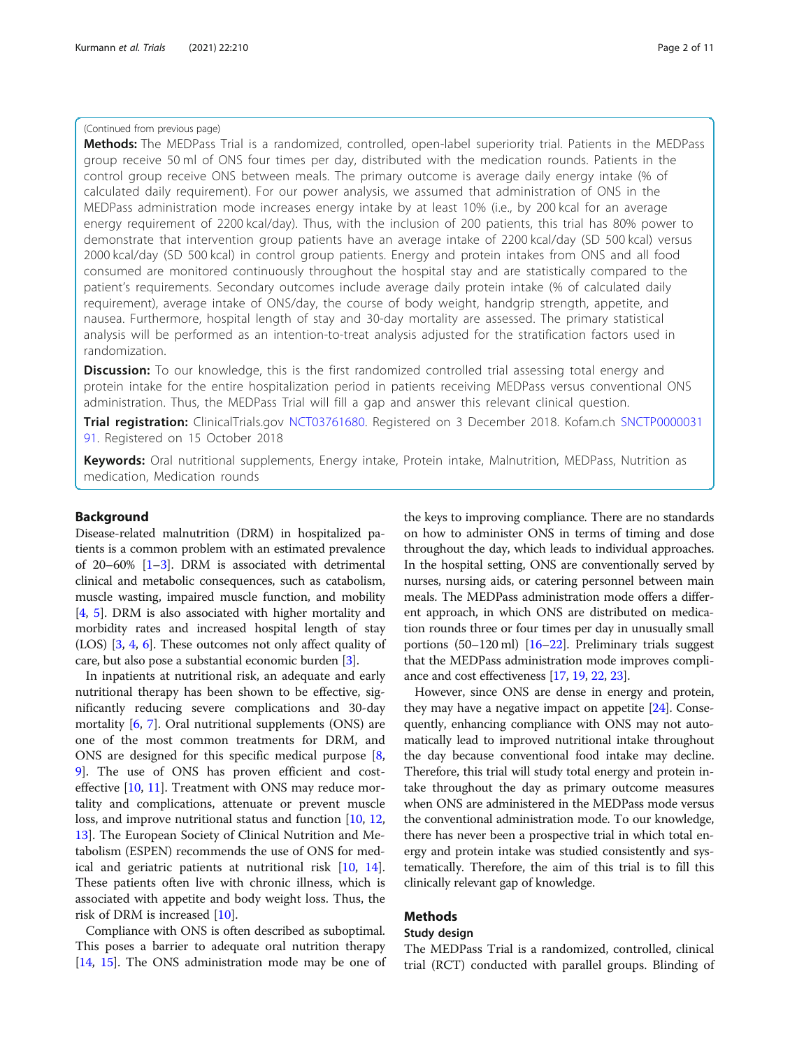(Continued from previous page)

**Methods:** The MEDPass Trial is a randomized, controlled, open-label superiority trial. Patients in the MEDPass group receive 50 ml of ONS four times per day, distributed with the medication rounds. Patients in the control group receive ONS between meals. The primary outcome is average daily energy intake (% of calculated daily requirement). For our power analysis, we assumed that administration of ONS in the MEDPass administration mode increases energy intake by at least 10% (i.e., by 200 kcal for an average energy requirement of 2200 kcal/day). Thus, with the inclusion of 200 patients, this trial has 80% power to demonstrate that intervention group patients have an average intake of 2200 kcal/day (SD 500 kcal) versus 2000 kcal/day (SD 500 kcal) in control group patients. Energy and protein intakes from ONS and all food consumed are monitored continuously throughout the hospital stay and are statistically compared to the patient's requirements. Secondary outcomes include average daily protein intake (% of calculated daily requirement), average intake of ONS/day, the course of body weight, handgrip strength, appetite, and nausea. Furthermore, hospital length of stay and 30-day mortality are assessed. The primary statistical analysis will be performed as an intention-to-treat analysis adjusted for the stratification factors used in randomization.

**Discussion:** To our knowledge, this is the first randomized controlled trial assessing total energy and protein intake for the entire hospitalization period in patients receiving MEDPass versus conventional ONS administration. Thus, the MEDPass Trial will fill a gap and answer this relevant clinical question.

**Trial registration:** ClinicalTrials.gov NCT03761680. Registered on 3 December 2018. Kofam.ch SNCTP000003191. Registered on 15 October 2018

**Keywords:** Oral nutritional supplements, Energy intake, Protein intake, Malnutrition, MEDPass, Nutrition as medication, Medication rounds

## Background

Disease-related malnutrition (DRM) in hospitalized patients is a common problem with an estimated prevalence of 20–60% [1–3]. DRM is associated with detrimental clinical and metabolic consequences, such as catabolism, muscle wasting, impaired muscle function, and mobility [4, 5]. DRM is also associated with higher mortality and morbidity rates and increased hospital length of stay (LOS) [3, 4, 6]. These outcomes not only affect quality of care, but also pose a substantial economic burden [3].

In inpatients at nutritional risk, an adequate and early nutritional therapy has been shown to be effective, significantly reducing severe complications and 30-day mortality [6, 7]. Oral nutritional supplements (ONS) are one of the most common treatments for DRM, and ONS are designed for this specific medical purpose [8, 9]. The use of ONS has proven efficient and cost-effective [10, 11]. Treatment with ONS may reduce mortality and complications, attenuate or prevent muscle loss, and improve nutritional status and function [10, 12, 13]. The European Society of Clinical Nutrition and Metabolism (ESPEN) recommends the use of ONS for medical and geriatric patients at nutritional risk [10, 14]. These patients often live with chronic illness, which is associated with appetite and body weight loss. Thus, the risk of DRM is increased [10].

Compliance with ONS is often described as suboptimal. This poses a barrier to adequate oral nutrition therapy [14, 15]. The ONS administration mode may be one of the keys to improving compliance. There are no standards on how to administer ONS in terms of timing and dose throughout the day, which leads to individual approaches. In the hospital setting, ONS are conventionally served by nurses, nursing aids, or catering personnel between main meals. The MEDPass administration mode offers a different approach, in which ONS are distributed on medication rounds three or four times per day in unusually small portions (50–120 ml) [16–22]. Preliminary trials suggest that the MEDPass administration mode improves compliance and cost effectiveness [17, 19, 22, 23].

However, since ONS are dense in energy and protein, they may have a negative impact on appetite [24]. Consequently, enhancing compliance with ONS may not automatically lead to improved nutritional intake throughout the day because conventional food intake may decline. Therefore, this trial will study total energy and protein intake throughout the day as primary outcome measures when ONS are administered in the MEDPass mode versus the conventional administration mode. To our knowledge, there has never been a prospective trial in which total energy and protein intake was studied consistently and systematically. Therefore, the aim of this trial is to fill this clinically relevant gap of knowledge.

## Methods

### Study design

The MEDPass Trial is a randomized, controlled, clinical trial (RCT) conducted with parallel groups. Blinding of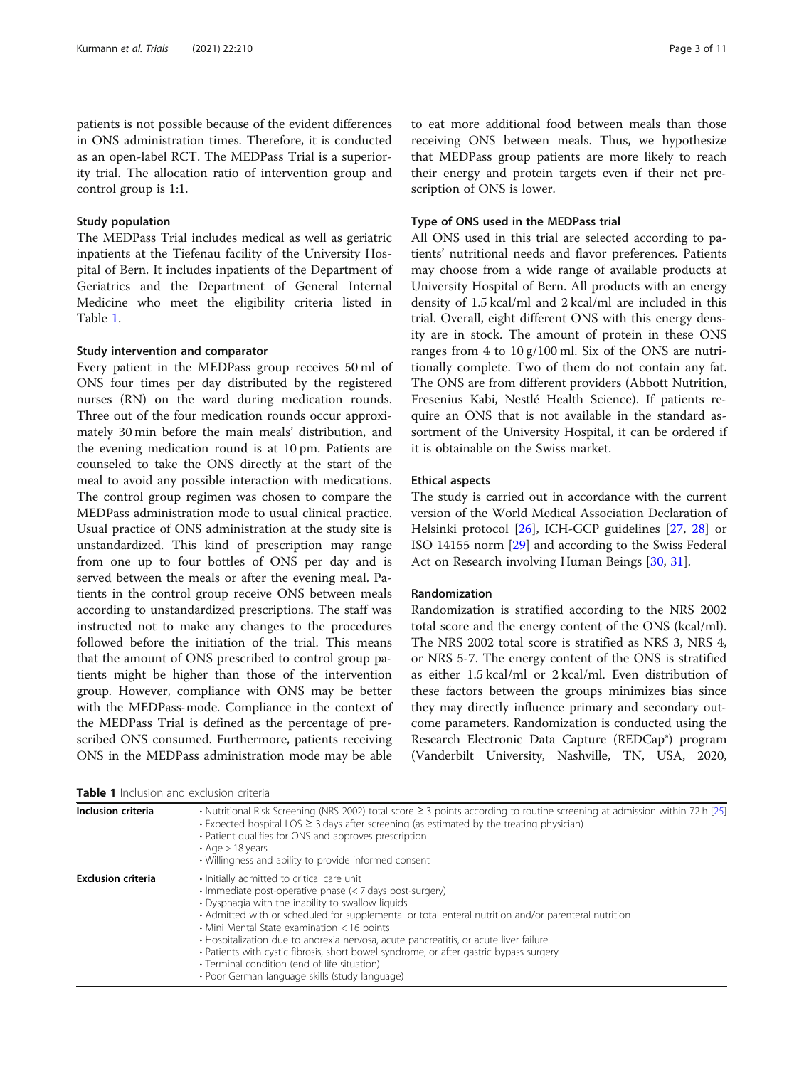patients is not possible because of the evident differences in ONS administration times. Therefore, it is conducted as an open-label RCT. The MEDPass Trial is a superiority trial. The allocation ratio of intervention group and control group is 1:1.

### Study population

The MEDPass Trial includes medical as well as geriatric inpatients at the Tiefenau facility of the University Hospital of Bern. It includes inpatients of the Department of Geriatrics and the Department of General Internal Medicine who meet the eligibility criteria listed in Table 1.

### Study intervention and comparator

Every patient in the MEDPass group receives 50 ml of ONS four times per day distributed by the registered nurses (RN) on the ward during medication rounds. Three out of the four medication rounds occur approximately 30 min before the main meals' distribution, and the evening medication round is at 10 pm. Patients are counseled to take the ONS directly at the start of the meal to avoid any possible interaction with medications. The control group regimen was chosen to compare the MEDPass administration mode to usual clinical practice. Usual practice of ONS administration at the study site is unstandardized. This kind of prescription may range from one up to four bottles of ONS per day and is served between the meals or after the evening meal. Patients in the control group receive ONS between meals according to unstandardized prescriptions. The staff was instructed not to make any changes to the procedures followed before the initiation of the trial. This means that the amount of ONS prescribed to control group patients might be higher than those of the intervention group. However, compliance with ONS may be better with the MEDPass-mode. Compliance in the context of the MEDPass Trial is defined as the percentage of prescribed ONS consumed. Furthermore, patients receiving ONS in the MEDPass administration mode may be able to eat more additional food between meals than those receiving ONS between meals. Thus, we hypothesize that MEDPass group patients are more likely to reach their energy and protein targets even if their net prescription of ONS is lower.

### Type of ONS used in the MEDPass trial

All ONS used in this trial are selected according to patients' nutritional needs and flavor preferences. Patients may choose from a wide range of available products at University Hospital of Bern. All products with an energy density of 1.5 kcal/ml and 2 kcal/ml are included in this trial. Overall, eight different ONS with this energy density are in stock. The amount of protein in these ONS ranges from 4 to 10 g/100 ml. Six of the ONS are nutritionally complete. Two of them do not contain any fat. The ONS are from different providers (Abbott Nutrition, Fresenius Kabi, Nestlé Health Science). If patients require an ONS that is not available in the standard assortment of the University Hospital, it can be ordered if it is obtainable on the Swiss market.

### Ethical aspects

The study is carried out in accordance with the current version of the World Medical Association Declaration of Helsinki protocol [26], ICH-GCP guidelines [27, 28] or ISO 14155 norm [29] and according to the Swiss Federal Act on Research involving Human Beings [30, 31].

### Randomization

Randomization is stratified according to the NRS 2002 total score and the energy content of the ONS (kcal/ml). The NRS 2002 total score is stratified as NRS 3, NRS 4, or NRS 5-7. The energy content of the ONS is stratified as either 1.5 kcal/ml or 2 kcal/ml. Even distribution of these factors between the groups minimizes bias since they may directly influence primary and secondary outcome parameters. Randomization is conducted using the Research Electronic Data Capture (REDCap®) program (Vanderbilt University, Nashville, TN, USA, 2020,

**Table 1** Inclusion and exclusion criteria

| | |
|---|---|
| **Inclusion criteria** | • Nutritional Risk Screening (NRS 2002) total score ≥ 3 points according to routine screening at admission within 72 h [25]<br>• Expected hospital LOS ≥ 3 days after screening (as estimated by the treating physician)<br>• Patient qualifies for ONS and approves prescription<br>• Age > 18 years<br>• Willingness and ability to provide informed consent |
| **Exclusion criteria** | • Initially admitted to critical care unit<br>• Immediate post-operative phase (< 7 days post-surgery)<br>• Dysphagia with the inability to swallow liquids<br>• Admitted with or scheduled for supplemental or total enteral nutrition and/or parenteral nutrition<br>• Mini Mental State examination < 16 points<br>• Hospitalization due to anorexia nervosa, acute pancreatitis, or acute liver failure<br>• Patients with cystic fibrosis, short bowel syndrome, or after gastric bypass surgery<br>• Terminal condition (end of life situation)<br>• Poor German language skills (study language) |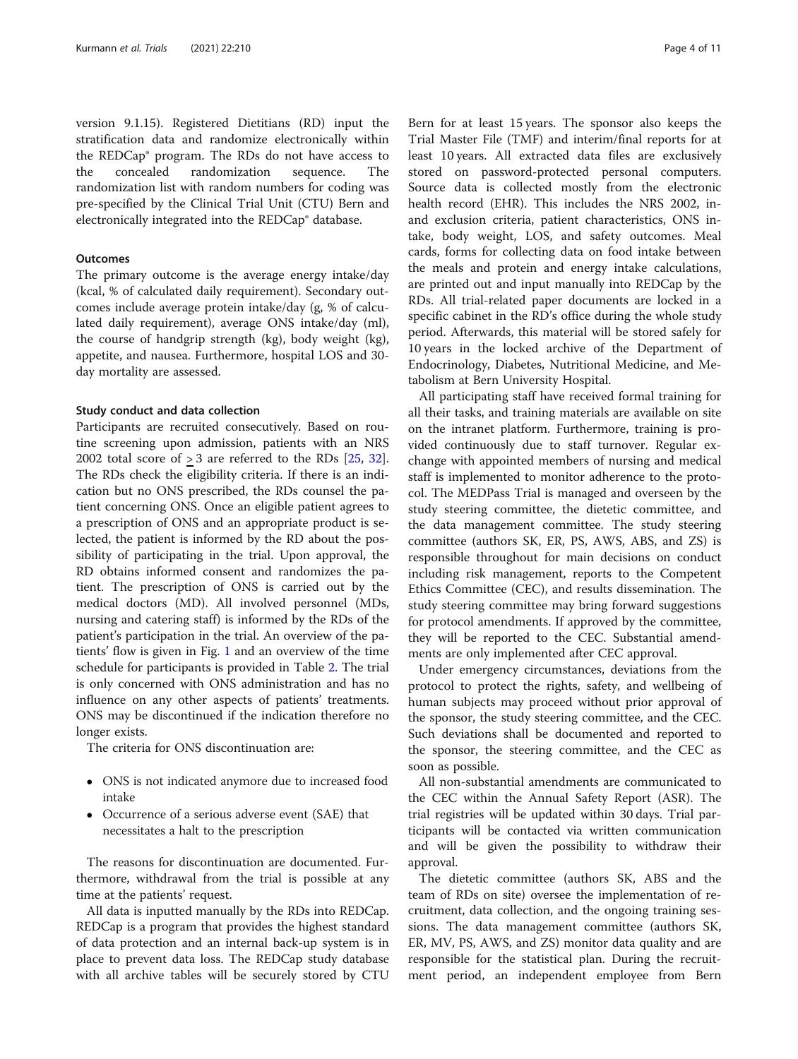version 9.1.15). Registered Dietitians (RD) input the stratification data and randomize electronically within the REDCap® program. The RDs do not have access to the concealed randomization sequence. The randomization list with random numbers for coding was pre-specified by the Clinical Trial Unit (CTU) Bern and electronically integrated into the REDCap® database.

### Outcomes

The primary outcome is the average energy intake/day (kcal, % of calculated daily requirement). Secondary outcomes include average protein intake/day (g, % of calculated daily requirement), average ONS intake/day (ml), the course of handgrip strength (kg), body weight (kg), appetite, and nausea. Furthermore, hospital LOS and 30-day mortality are assessed.

### Study conduct and data collection

Participants are recruited consecutively. Based on routine screening upon admission, patients with an NRS 2002 total score of $\geq 3$ are referred to the RDs [25, 32]. The RDs check the eligibility criteria. If there is an indication but no ONS prescribed, the RDs counsel the patient concerning ONS. Once an eligible patient agrees to a prescription of ONS and an appropriate product is selected, the patient is informed by the RD about the possibility of participating in the trial. Upon approval, the RD obtains informed consent and randomizes the patient. The prescription of ONS is carried out by the medical doctors (MD). All involved personnel (MDs, nursing and catering staff) is informed by the RDs of the patient's participation in the trial. An overview of the patients' flow is given in Fig. 1 and an overview of the time schedule for participants is provided in Table 2. The trial is only concerned with ONS administration and has no influence on any other aspects of patients' treatments. ONS may be discontinued if the indication therefore no longer exists.

The criteria for ONS discontinuation are:

- ONS is not indicated anymore due to increased food intake
- Occurrence of a serious adverse event (SAE) that necessitates a halt to the prescription

The reasons for discontinuation are documented. Furthermore, withdrawal from the trial is possible at any time at the patients' request.

All data is inputted manually by the RDs into REDCap. REDCap is a program that provides the highest standard of data protection and an internal back-up system is in place to prevent data loss. The REDCap study database with all archive tables will be securely stored by CTU Bern for at least 15 years. The sponsor also keeps the Trial Master File (TMF) and interim/final reports for at least 10 years. All extracted data files are exclusively stored on password-protected personal computers. Source data is collected mostly from the electronic health record (EHR). This includes the NRS 2002, in- and exclusion criteria, patient characteristics, ONS intake, body weight, LOS, and safety outcomes. Meal cards, forms for collecting data on food intake between the meals and protein and energy intake calculations, are printed out and input manually into REDCap by the RDs. All trial-related paper documents are locked in a specific cabinet in the RD's office during the whole study period. Afterwards, this material will be stored safely for 10 years in the locked archive of the Department of Endocrinology, Diabetes, Nutritional Medicine, and Metabolism at Bern University Hospital.

All participating staff have received formal training for all their tasks, and training materials are available on site on the intranet platform. Furthermore, training is provided continuously due to staff turnover. Regular exchange with appointed members of nursing and medical staff is implemented to monitor adherence to the protocol. The MEDPass Trial is managed and overseen by the study steering committee, the dietetic committee, and the data management committee. The study steering committee (authors SK, ER, PS, AWS, ABS, and ZS) is responsible throughout for main decisions on conduct including risk management, reports to the Competent Ethics Committee (CEC), and results dissemination. The study steering committee may bring forward suggestions for protocol amendments. If approved by the committee, they will be reported to the CEC. Substantial amendments are only implemented after CEC approval.

Under emergency circumstances, deviations from the protocol to protect the rights, safety, and wellbeing of human subjects may proceed without prior approval of the sponsor, the study steering committee, and the CEC. Such deviations shall be documented and reported to the sponsor, the steering committee, and the CEC as soon as possible.

All non-substantial amendments are communicated to the CEC within the Annual Safety Report (ASR). The trial registries will be updated within 30 days. Trial participants will be contacted via written communication and will be given the possibility to withdraw their approval.

The dietetic committee (authors SK, ABS and the team of RDs on site) oversee the implementation of recruitment, data collection, and the ongoing training sessions. The data management committee (authors SK, ER, MV, PS, AWS, and ZS) monitor data quality and are responsible for the statistical plan. During the recruitment period, an independent employee from Bern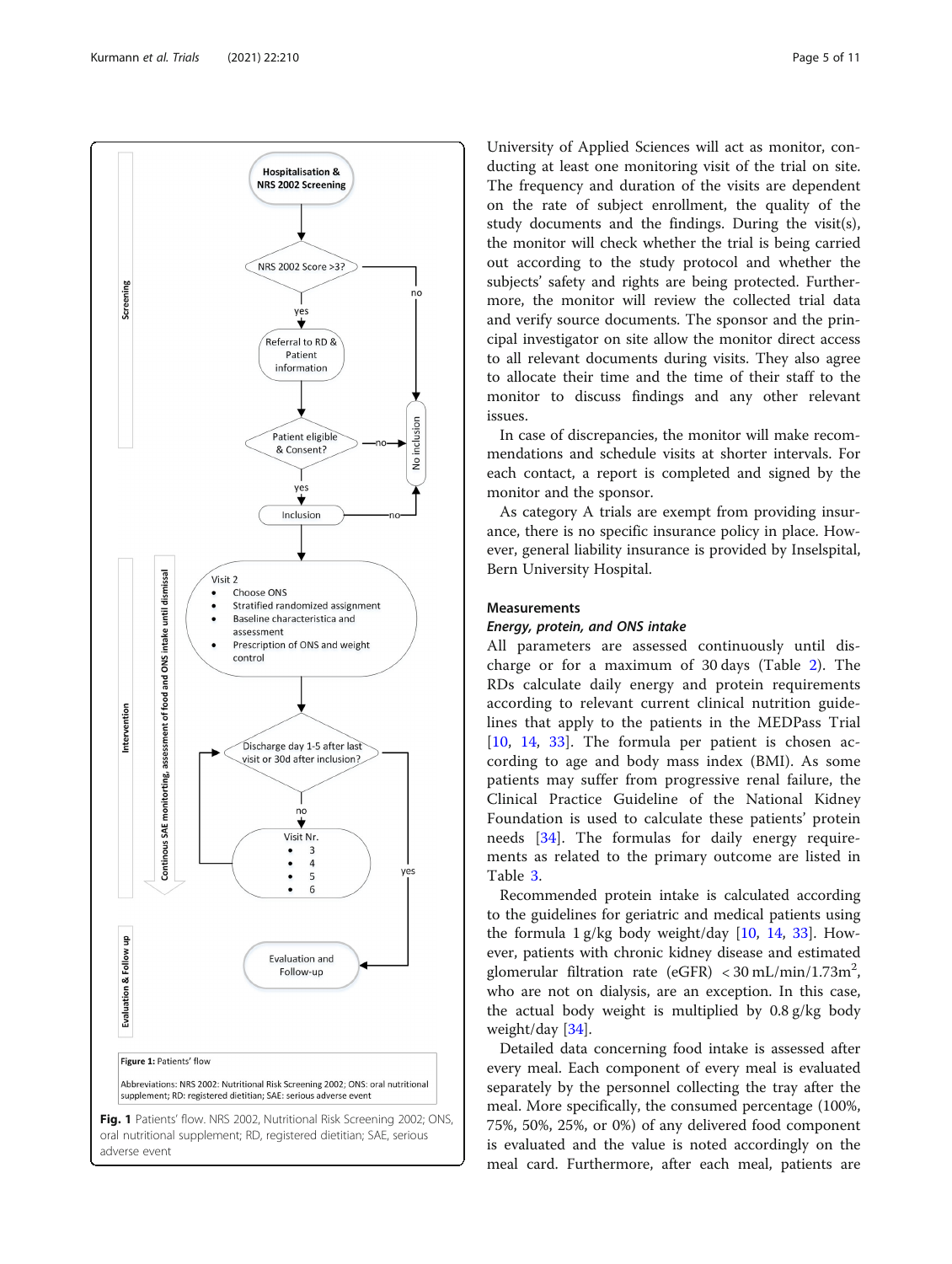Figure 1: Patients' flow

Abbreviations: NRS 2002: Nutritional Risk Screening 2002; ONS: oral nutritional supplement; RD: registered dietitian; SAE: serious adverse event

**Fig. 1** Patients' flow. NRS 2002, Nutritional Risk Screening 2002; ONS, oral nutritional supplement; RD, registered dietitian; SAE, serious adverse event

University of Applied Sciences will act as monitor, conducting at least one monitoring visit of the trial on site. The frequency and duration of the visits are dependent on the rate of subject enrollment, the quality of the study documents and the findings. During the visit(s), the monitor will check whether the trial is being carried out according to the study protocol and whether the subjects' safety and rights are being protected. Furthermore, the monitor will review the collected trial data and verify source documents. The sponsor and the principal investigator on site allow the monitor direct access to all relevant documents during visits. They also agree to allocate their time and the time of their staff to the monitor to discuss findings and any other relevant issues.

In case of discrepancies, the monitor will make recommendations and schedule visits at shorter intervals. For each contact, a report is completed and signed by the monitor and the sponsor.

As category A trials are exempt from providing insurance, there is no specific insurance policy in place. However, general liability insurance is provided by Inselspital, Bern University Hospital.

## Measurements

### *Energy, protein, and ONS intake*

All parameters are assessed continuously until discharge or for a maximum of 30 days (Table 2). The RDs calculate daily energy and protein requirements according to relevant current clinical nutrition guidelines that apply to the patients in the MEDPass Trial [10, 14, 33]. The formula per patient is chosen according to age and body mass index (BMI). As some patients may suffer from progressive renal failure, the Clinical Practice Guideline of the National Kidney Foundation is used to calculate these patients' protein needs [34]. The formulas for daily energy requirements as related to the primary outcome are listed in Table 3.

Recommended protein intake is calculated according to the guidelines for geriatric and medical patients using the formula 1 g/kg body weight/day [10, 14, 33]. However, patients with chronic kidney disease and estimated glomerular filtration rate (eGFR) < 30 mL/min/1.73m$^2$, who are not on dialysis, are an exception. In this case, the actual body weight is multiplied by 0.8 g/kg body weight/day [34].

Detailed data concerning food intake is assessed after every meal. Each component of every meal is evaluated separately by the personnel collecting the tray after the meal. More specifically, the consumed percentage (100%, 75%, 50%, 25%, or 0%) of any delivered food component is evaluated and the value is noted accordingly on the meal card. Furthermore, after each meal, patients are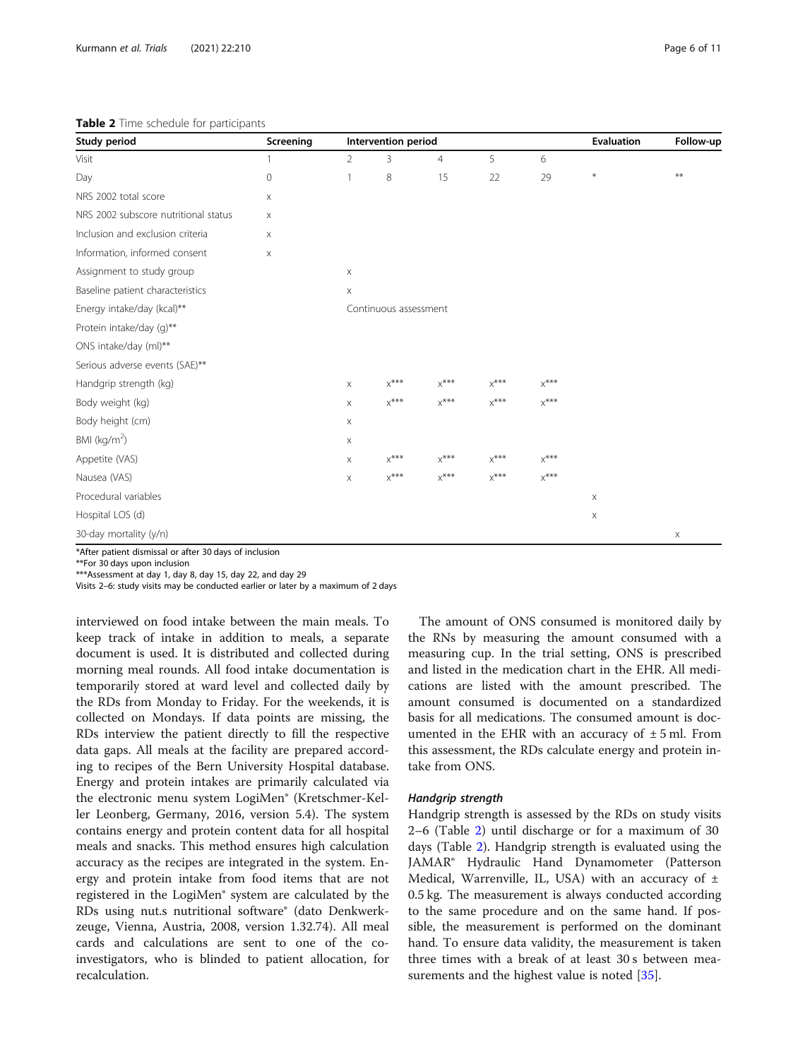**Table 2** Time schedule for participants

| Study period | Screening | Intervention period | | | | | Evaluation | Follow-up |
|---|---|---|---|---|---|---|---|---|
| Visit | 1 | 2 | 3 | 4 | 5 | 6 | | |
| Day | 0 | 1 | 8 | 15 | 22 | 29 | * | ** |
| NRS 2002 total score | x | | | | | | | |
| NRS 2002 subscore nutritional status | x | | | | | | | |
| Inclusion and exclusion criteria | x | | | | | | | |
| Information, informed consent | x | | | | | | | |
| Assignment to study group | | x | | | | | | |
| Baseline patient characteristics | | x | | | | | | |
| Energy intake/day (kcal)** | | Continuous assessment | | | | | | |
| Protein intake/day (g)** | | | | | | | | |
| ONS intake/day (ml)** | | | | | | | | |
| Serious adverse events (SAE)** | | | | | | | | |
| Handgrip strength (kg) | | x | x*** | x*** | x*** | x*** | | |
| Body weight (kg) | | x | x*** | x*** | x*** | x*** | | |
| Body height (cm) | | x | | | | | | |
| BMI (kg/m$^2$) | | x | | | | | | |
| Appetite (VAS) | | x | x*** | x*** | x*** | x*** | | |
| Nausea (VAS) | | x | x*** | x*** | x*** | x*** | | |
| Procedural variables | | | | | | | x | |
| Hospital LOS (d) | | | | | | | x | |
| 30-day mortality (y/n) | | | | | | | | x |

*After patient dismissal or after 30 days of inclusion
**For 30 days upon inclusion
***Assessment at day 1, day 8, day 15, day 22, and day 29
Visits 2–6: study visits may be conducted earlier or later by a maximum of 2 days

interviewed on food intake between the main meals. To keep track of intake in addition to meals, a separate document is used. It is distributed and collected during morning meal rounds. All food intake documentation is temporarily stored at ward level and collected daily by the RDs from Monday to Friday. For the weekends, it is collected on Mondays. If data points are missing, the RDs interview the patient directly to fill the respective data gaps. All meals at the facility are prepared according to recipes of the Bern University Hospital database. Energy and protein intakes are primarily calculated via the electronic menu system LogiMen® (Kretschmer-Keller Leonberg, Germany, 2016, version 5.4). The system contains energy and protein content data for all hospital meals and snacks. This method ensures high calculation accuracy as the recipes are integrated in the system. Energy and protein intake from food items that are not registered in the LogiMen® system are calculated by the RDs using nut.s nutritional software® (dato Denkwerkzeuge, Vienna, Austria, 2008, version 1.32.74). All meal cards and calculations are sent to one of the co-investigators, who is blinded to patient allocation, for recalculation.

The amount of ONS consumed is monitored daily by the RNs by measuring the amount consumed with a measuring cup. In the trial setting, ONS is prescribed and listed in the medication chart in the EHR. All medications are listed with the amount prescribed. The amount consumed is documented on a standardized basis for all medications. The consumed amount is documented in the EHR with an accuracy of ± 5 ml. From this assessment, the RDs calculate energy and protein intake from ONS.

#### *Handgrip strength*

Handgrip strength is assessed by the RDs on study visits 2–6 (Table 2) until discharge or for a maximum of 30 days (Table 2). Handgrip strength is evaluated using the JAMAR® Hydraulic Hand Dynamometer (Patterson Medical, Warrenville, IL, USA) with an accuracy of ± 0.5 kg. The measurement is always conducted according to the same procedure and on the same hand. If possible, the measurement is performed on the dominant hand. To ensure data validity, the measurement is taken three times with a break of at least 30 s between measurements and the highest value is noted [35].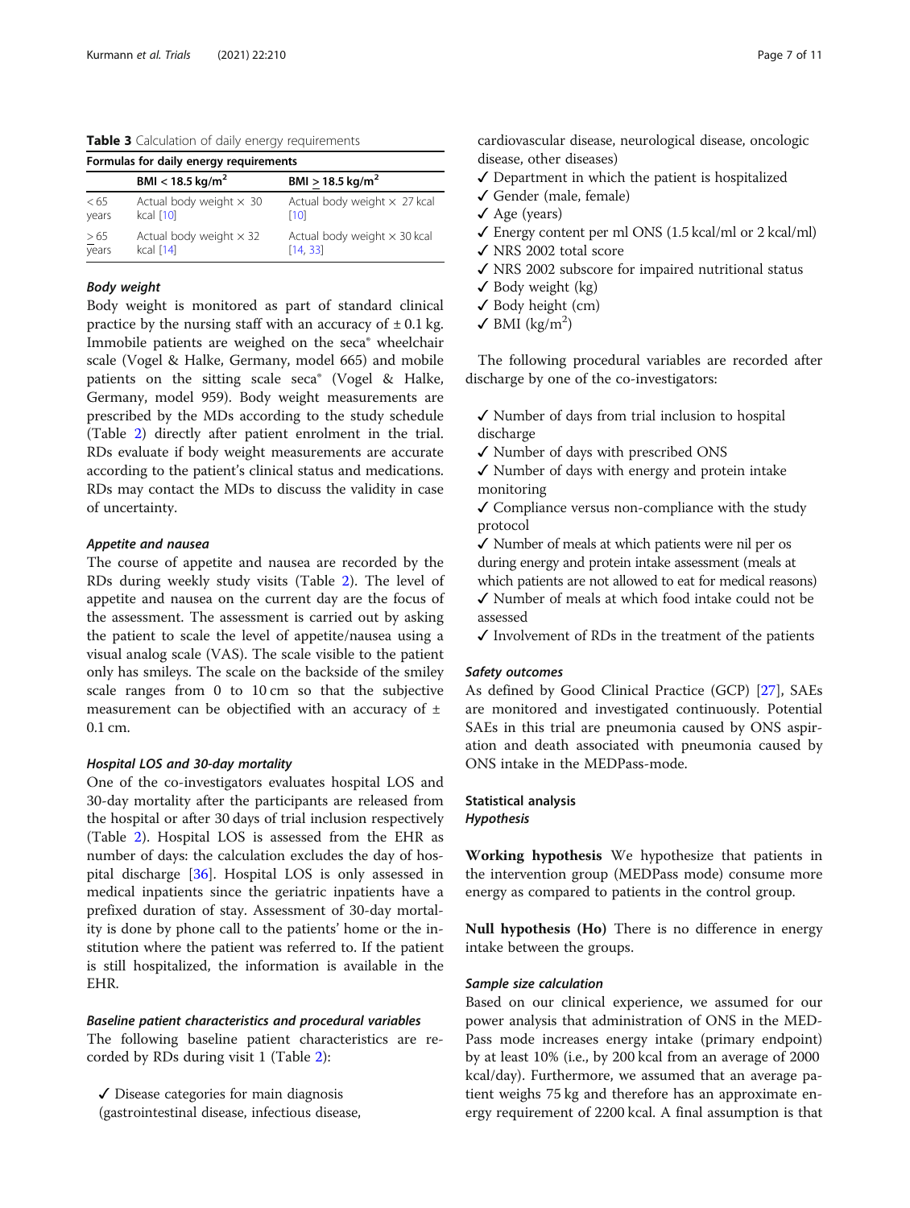**Table 3** Calculation of daily energy requirements

| Formulas for daily energy requirements | | |
|---|---|---|
| | BMI < 18.5 kg/m$^2$ | BMI > 18.5 kg/m$^2$ |
| < 65 years | Actual body weight × 30 kcal [10] | Actual body weight × 27 kcal [10] |
| > 65 years | Actual body weight × 32 kcal [14] | Actual body weight × 30 kcal [14, 33] |

#### *Body weight*

Body weight is monitored as part of standard clinical practice by the nursing staff with an accuracy of ± 0.1 kg. Immobile patients are weighed on the seca® wheelchair scale (Vogel & Halke, Germany, model 665) and mobile patients on the sitting scale seca® (Vogel & Halke, Germany, model 959). Body weight measurements are prescribed by the MDs according to the study schedule (Table 2) directly after patient enrolment in the trial. RDs evaluate if body weight measurements are accurate according to the patient's clinical status and medications. RDs may contact the MDs to discuss the validity in case of uncertainty.

#### *Appetite and nausea*

The course of appetite and nausea are recorded by the RDs during weekly study visits (Table 2). The level of appetite and nausea on the current day are the focus of the assessment. The assessment is carried out by asking the patient to scale the level of appetite/nausea using a visual analog scale (VAS). The scale visible to the patient only has smileys. The scale on the backside of the smiley scale ranges from 0 to 10 cm so that the subjective measurement can be objectified with an accuracy of ± 0.1 cm.

#### *Hospital LOS and 30-day mortality*

One of the co-investigators evaluates hospital LOS and 30-day mortality after the participants are released from the hospital or after 30 days of trial inclusion respectively (Table 2). Hospital LOS is assessed from the EHR as number of days: the calculation excludes the day of hospital discharge [36]. Hospital LOS is only assessed in medical inpatients since the geriatric inpatients have a prefixed duration of stay. Assessment of 30-day mortality is done by phone call to the patients' home or the institution where the patient was referred to. If the patient is still hospitalized, the information is available in the EHR.

#### *Baseline patient characteristics and procedural variables*

The following baseline patient characteristics are recorded by RDs during visit 1 (Table 2):

✓ Disease categories for main diagnosis (gastrointestinal disease, infectious disease, cardiovascular disease, neurological disease, oncologic disease, other diseases)
✓ Department in which the patient is hospitalized
✓ Gender (male, female)
✓ Age (years)
✓ Energy content per ml ONS (1.5 kcal/ml or 2 kcal/ml)
✓ NRS 2002 total score
✓ NRS 2002 subscore for impaired nutritional status
✓ Body weight (kg)
✓ Body height (cm)
✓ BMI (kg/m$^2$)

The following procedural variables are recorded after discharge by one of the co-investigators:

✓ Number of days from trial inclusion to hospital discharge
✓ Number of days with prescribed ONS
✓ Number of days with energy and protein intake monitoring
✓ Compliance versus non-compliance with the study protocol
✓ Number of meals at which patients were nil per os during energy and protein intake assessment (meals at which patients are not allowed to eat for medical reasons)
✓ Number of meals at which food intake could not be assessed
✓ Involvement of RDs in the treatment of the patients

#### *Safety outcomes*

As defined by Good Clinical Practice (GCP) [27], SAEs are monitored and investigated continuously. Potential SAEs in this trial are pneumonia caused by ONS aspiration and death associated with pneumonia caused by ONS intake in the MEDPass-mode.

### Statistical analysis

#### *Hypothesis*

**Working hypothesis** We hypothesize that patients in the intervention group (MEDPass mode) consume more energy as compared to patients in the control group.

**Null hypothesis (Ho)** There is no difference in energy intake between the groups.

#### *Sample size calculation*

Based on our clinical experience, we assumed for our power analysis that administration of ONS in the MEDPass mode increases energy intake (primary endpoint) by at least 10% (i.e., by 200 kcal from an average of 2000 kcal/day). Furthermore, we assumed that an average patient weighs 75 kg and therefore has an approximate energy requirement of 2200 kcal. A final assumption is that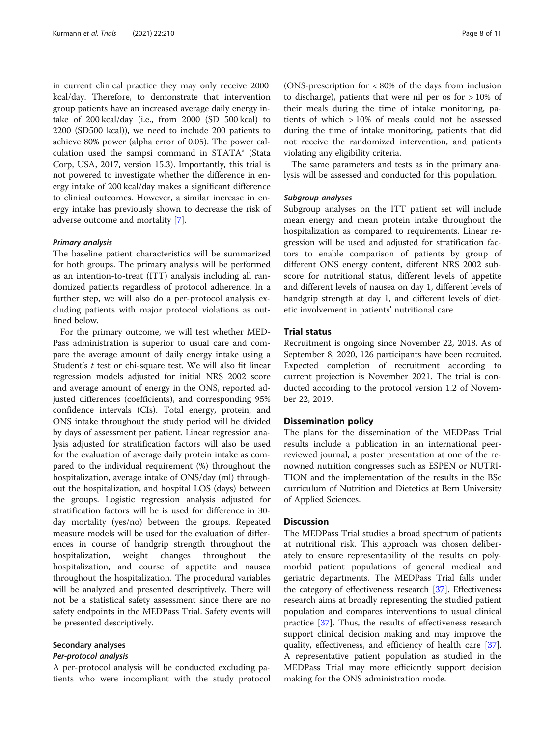in current clinical practice they may only receive 2000 kcal/day. Therefore, to demonstrate that intervention group patients have an increased average daily energy intake of 200 kcal/day (i.e., from 2000 (SD 500 kcal) to 2200 (SD500 kcal)), we need to include 200 patients to achieve 80% power (alpha error of 0.05). The power calculation used the sampsi command in STATA® (Stata Corp, USA, 2017, version 15.3). Importantly, this trial is not powered to investigate whether the difference in energy intake of 200 kcal/day makes a significant difference to clinical outcomes. However, a similar increase in energy intake has previously shown to decrease the risk of adverse outcome and mortality [7].

#### Primary analysis

The baseline patient characteristics will be summarized for both groups. The primary analysis will be performed as an intention-to-treat (ITT) analysis including all randomized patients regardless of protocol adherence. In a further step, we will also do a per-protocol analysis excluding patients with major protocol violations as outlined below.

For the primary outcome, we will test whether MED-Pass administration is superior to usual care and compare the average amount of daily energy intake using a Student's *t* test or chi-square test. We will also fit linear regression models adjusted for initial NRS 2002 score and average amount of energy in the ONS, reported adjusted differences (coefficients), and corresponding 95% confidence intervals (CIs). Total energy, protein, and ONS intake throughout the study period will be divided by days of assessment per patient. Linear regression analysis adjusted for stratification factors will also be used for the evaluation of average daily protein intake as compared to the individual requirement (%) throughout the hospitalization, average intake of ONS/day (ml) throughout the hospitalization, and hospital LOS (days) between the groups. Logistic regression analysis adjusted for stratification factors will be is used for difference in 30-day mortality (yes/no) between the groups. Repeated measure models will be used for the evaluation of differences in course of handgrip strength throughout the hospitalization, weight changes throughout the hospitalization, and course of appetite and nausea throughout the hospitalization. The procedural variables will be analyzed and presented descriptively. There will not be a statistical safety assessment since there are no safety endpoints in the MEDPass Trial. Safety events will be presented descriptively.

### Secondary analyses

#### Per-protocol analysis

A per-protocol analysis will be conducted excluding patients who were incompliant with the study protocol (ONS-prescription for < 80% of the days from inclusion to discharge), patients that were nil per os for > 10% of their meals during the time of intake monitoring, patients of which > 10% of meals could not be assessed during the time of intake monitoring, patients that did not receive the randomized intervention, and patients violating any eligibility criteria.

The same parameters and tests as in the primary analysis will be assessed and conducted for this population.

#### Subgroup analyses

Subgroup analyses on the ITT patient set will include mean energy and mean protein intake throughout the hospitalization as compared to requirements. Linear regression will be used and adjusted for stratification factors to enable comparison of patients by group of different ONS energy content, different NRS 2002 subscore for nutritional status, different levels of appetite and different levels of nausea on day 1, different levels of handgrip strength at day 1, and different levels of dietetic involvement in patients' nutritional care.

## Trial status

Recruitment is ongoing since November 22, 2018. As of September 8, 2020, 126 participants have been recruited. Expected completion of recruitment according to current projection is November 2021. The trial is conducted according to the protocol version 1.2 of November 22, 2019.

## Dissemination policy

The plans for the dissemination of the MEDPass Trial results include a publication in an international peer-reviewed journal, a poster presentation at one of the renowned nutrition congresses such as ESPEN or NUTRITION and the implementation of the results in the BSc curriculum of Nutrition and Dietetics at Bern University of Applied Sciences.

## Discussion

The MEDPass Trial studies a broad spectrum of patients at nutritional risk. This approach was chosen deliberately to ensure representability of the results on polymorbid patient populations of general medical and geriatric departments. The MEDPass Trial falls under the category of effectiveness research [37]. Effectiveness research aims at broadly representing the studied patient population and compares interventions to usual clinical practice [37]. Thus, the results of effectiveness research support clinical decision making and may improve the quality, effectiveness, and efficiency of health care [37]. A representative patient population as studied in the MEDPass Trial may more efficiently support decision making for the ONS administration mode.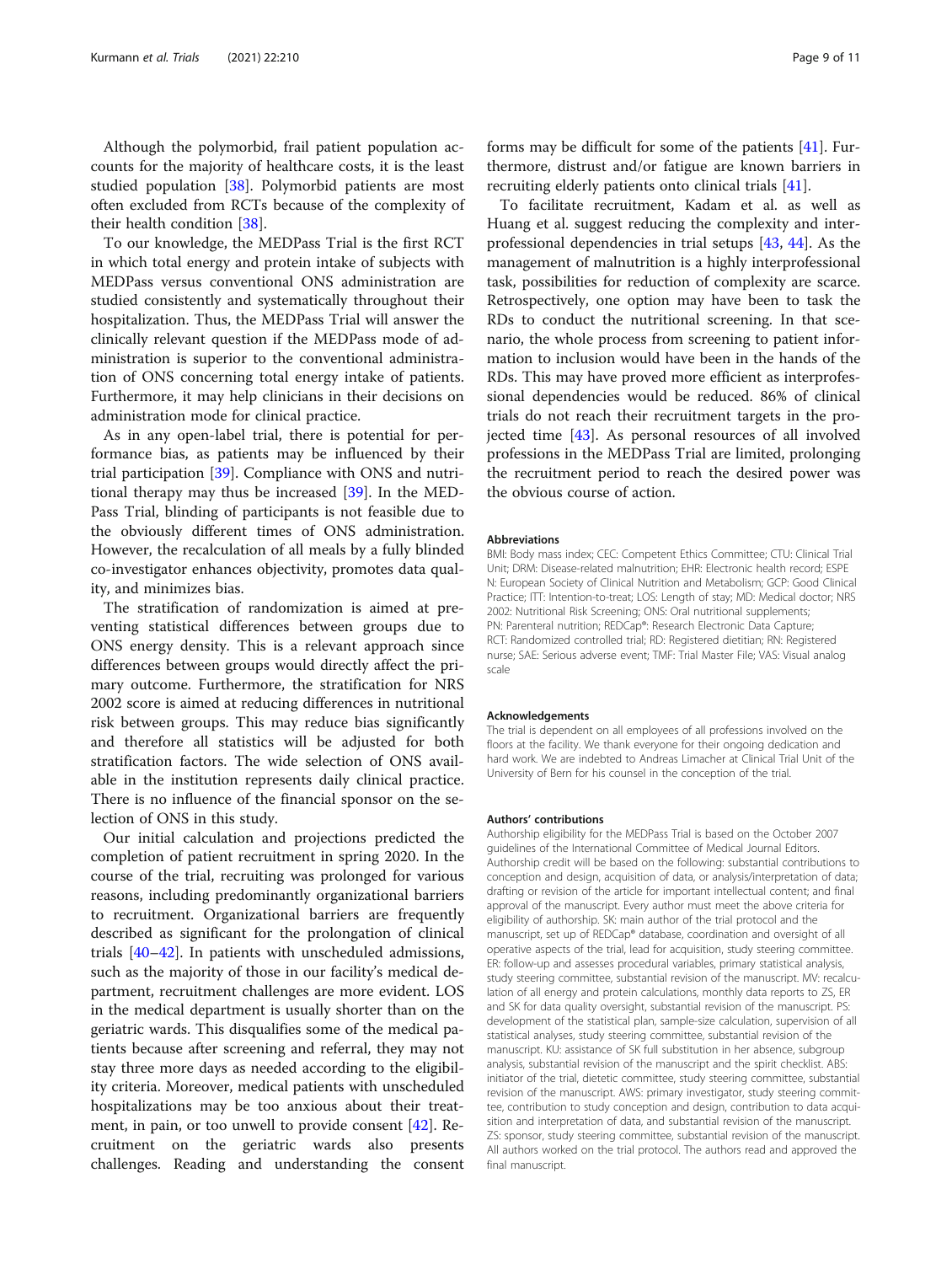Although the polymorbid, frail patient population accounts for the majority of healthcare costs, it is the least studied population [38]. Polymorbid patients are most often excluded from RCTs because of the complexity of their health condition [38].

To our knowledge, the MEDPass Trial is the first RCT in which total energy and protein intake of subjects with MEDPass versus conventional ONS administration are studied consistently and systematically throughout their hospitalization. Thus, the MEDPass Trial will answer the clinically relevant question if the MEDPass mode of administration is superior to the conventional administration of ONS concerning total energy intake of patients. Furthermore, it may help clinicians in their decisions on administration mode for clinical practice.

As in any open-label trial, there is potential for performance bias, as patients may be influenced by their trial participation [39]. Compliance with ONS and nutritional therapy may thus be increased [39]. In the MEDPass Trial, blinding of participants is not feasible due to the obviously different times of ONS administration. However, the recalculation of all meals by a fully blinded co-investigator enhances objectivity, promotes data quality, and minimizes bias.

The stratification of randomization is aimed at preventing statistical differences between groups due to ONS energy density. This is a relevant approach since differences between groups would directly affect the primary outcome. Furthermore, the stratification for NRS 2002 score is aimed at reducing differences in nutritional risk between groups. This may reduce bias significantly and therefore all statistics will be adjusted for both stratification factors. The wide selection of ONS available in the institution represents daily clinical practice. There is no influence of the financial sponsor on the selection of ONS in this study.

Our initial calculation and projections predicted the completion of patient recruitment in spring 2020. In the course of the trial, recruiting was prolonged for various reasons, including predominantly organizational barriers to recruitment. Organizational barriers are frequently described as significant for the prolongation of clinical trials [40–42]. In patients with unscheduled admissions, such as the majority of those in our facility's medical department, recruitment challenges are more evident. LOS in the medical department is usually shorter than on the geriatric wards. This disqualifies some of the medical patients because after screening and referral, they may not stay three more days as needed according to the eligibility criteria. Moreover, medical patients with unscheduled hospitalizations may be too anxious about their treatment, in pain, or too unwell to provide consent [42]. Recruitment on the geriatric wards also presents challenges. Reading and understanding the consent forms may be difficult for some of the patients [41]. Furthermore, distrust and/or fatigue are known barriers in recruiting elderly patients onto clinical trials [41].

To facilitate recruitment, Kadam et al. as well as Huang et al. suggest reducing the complexity and interprofessional dependencies in trial setups [43, 44]. As the management of malnutrition is a highly interprofessional task, possibilities for reduction of complexity are scarce. Retrospectively, one option may have been to task the RDs to conduct the nutritional screening. In that scenario, the whole process from screening to patient information to inclusion would have been in the hands of the RDs. This may have proved more efficient as interprofessional dependencies would be reduced. 86% of clinical trials do not reach their recruitment targets in the projected time [43]. As personal resources of all involved professions in the MEDPass Trial are limited, prolonging the recruitment period to reach the desired power was the obvious course of action.

#### Abbreviations

BMI: Body mass index; CEC: Competent Ethics Committee; CTU: Clinical Trial Unit; DRM: Disease-related malnutrition; EHR: Electronic health record; ESPEN: European Society of Clinical Nutrition and Metabolism; GCP: Good Clinical Practice; ITT: Intention-to-treat; LOS: Length of stay; MD: Medical doctor; NRS 2002: Nutritional Risk Screening; ONS: Oral nutritional supplements; PN: Parenteral nutrition; REDCap®: Research Electronic Data Capture; RCT: Randomized controlled trial; RD: Registered dietitian; RN: Registered nurse; SAE: Serious adverse event; TMF: Trial Master File; VAS: Visual analog scale

#### Acknowledgements

The trial is dependent on all employees of all professions involved on the floors at the facility. We thank everyone for their ongoing dedication and hard work. We are indebted to Andreas Limacher at Clinical Trial Unit of the University of Bern for his counsel in the conception of the trial.

#### Authors' contributions

Authorship eligibility for the MEDPass Trial is based on the October 2007 guidelines of the International Committee of Medical Journal Editors. Authorship credit will be based on the following: substantial contributions to conception and design, acquisition of data, or analysis/interpretation of data; drafting or revision of the article for important intellectual content; and final approval of the manuscript. Every author must meet the above criteria for eligibility of authorship. SK: main author of the trial protocol and the manuscript, set up of REDCap® database, coordination and oversight of all operative aspects of the trial, lead for acquisition, study steering committee. ER: follow-up and assesses procedural variables, primary statistical analysis, study steering committee, substantial revision of the manuscript. MV: recalculation of all energy and protein calculations, monthly data reports to ZS, ER and SK for data quality oversight, substantial revision of the manuscript. PS: development of the statistical plan, sample-size calculation, supervision of all statistical analyses, study steering committee, substantial revision of the manuscript. KU: assistance of SK full substitution in her absence, subgroup analysis, substantial revision of the manuscript and the spirit checklist. ABS: initiator of the trial, dietetic committee, study steering committee, substantial revision of the manuscript. AWS: primary investigator, study steering committee, contribution to study conception and design, contribution to data acquisition and interpretation of data, and substantial revision of the manuscript. ZS: sponsor, study steering committee, substantial revision of the manuscript. All authors worked on the trial protocol. The authors read and approved the final manuscript.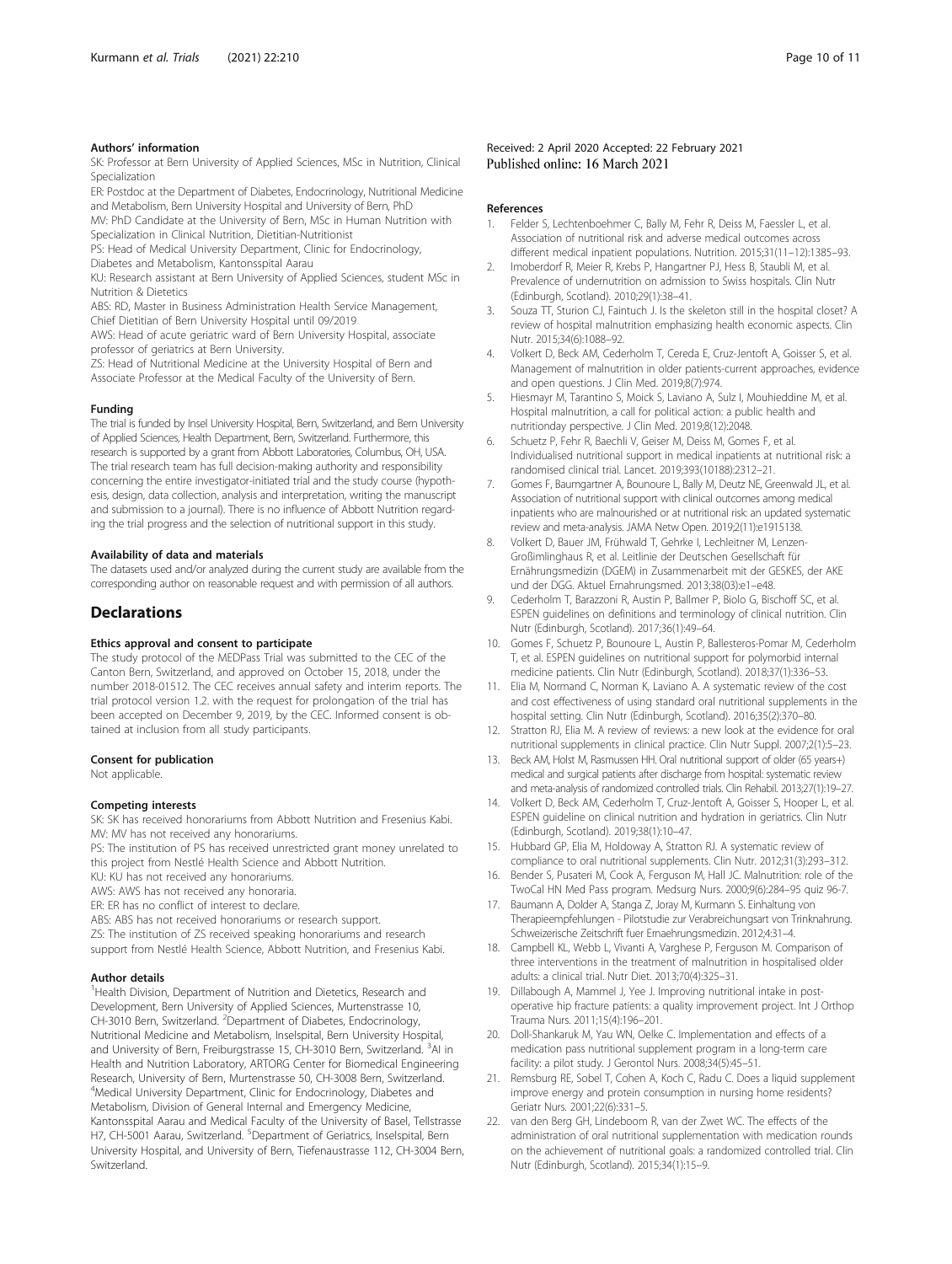#### Authors' information

SK: Professor at Bern University of Applied Sciences, MSc in Nutrition, Clinical Specialization

ER: Postdoc at the Department of Diabetes, Endocrinology, Nutritional Medicine and Metabolism, Bern University Hospital and University of Bern, PhD

MV: PhD Candidate at the University of Bern, MSc in Human Nutrition with Specialization in Clinical Nutrition, Dietitian-Nutritionist

PS: Head of Medical University Department, Clinic for Endocrinology, Diabetes and Metabolism, Kantonsspital Aarau

KU: Research assistant at Bern University of Applied Sciences, student MSc in Nutrition & Dietetics

ABS: RD, Master in Business Administration Health Service Management, Chief Dietitian of Bern University Hospital until 09/2019

AWS: Head of acute geriatric ward of Bern University Hospital, associate professor of geriatrics at Bern University.

ZS: Head of Nutritional Medicine at the University Hospital of Bern and Associate Professor at the Medical Faculty of the University of Bern.

#### Funding

The trial is funded by Insel University Hospital, Bern, Switzerland, and Bern University of Applied Sciences, Health Department, Bern, Switzerland. Furthermore, this research is supported by a grant from Abbott Laboratories, Columbus, OH, USA. The trial research team has full decision-making authority and responsibility concerning the entire investigator-initiated trial and the study course (hypothesis, design, data collection, analysis and interpretation, writing the manuscript and submission to a journal). There is no influence of Abbott Nutrition regarding the trial progress and the selection of nutritional support in this study.

#### Availability of data and materials

The datasets used and/or analyzed during the current study are available from the corresponding author on reasonable request and with permission of all authors.

## Declarations

#### Ethics approval and consent to participate

The study protocol of the MEDPass Trial was submitted to the CEC of the Canton Bern, Switzerland, and approved on October 15, 2018, under the number 2018-01512. The CEC receives annual safety and interim reports. The trial protocol version 1.2. with the request for prolongation of the trial has been accepted on December 9, 2019, by the CEC. Informed consent is obtained at inclusion from all study participants.

#### Consent for publication

Not applicable.

#### Competing interests

SK: SK has received honorariums from Abbott Nutrition and Fresenius Kabi.
MV: MV has not received any honorariums.
PS: The institution of PS has received unrestricted grant money unrelated to this project from Nestlé Health Science and Abbott Nutrition.
KU: KU has not received any honorariums.
AWS: AWS has not received any honoraria.
ER: ER has no conflict of interest to declare.
ABS: ABS has not received honorariums or research support.
ZS: The institution of ZS received speaking honorariums and research support from Nestlé Health Science, Abbott Nutrition, and Fresenius Kabi.

#### Author details

[1]Health Division, Department of Nutrition and Dietetics, Research and Development, Bern University of Applied Sciences, Murtenstrasse 10, CH-3010 Bern, Switzerland. [2]Department of Diabetes, Endocrinology, Nutritional Medicine and Metabolism, Inselspital, Bern University Hospital, and University of Bern, Freiburgstrasse 15, CH-3010 Bern, Switzerland. [3]AI in Health and Nutrition Laboratory, ARTORG Center for Biomedical Engineering Research, University of Bern, Murtenstrasse 50, CH-3008 Bern, Switzerland. [4]Medical University Department, Clinic for Endocrinology, Diabetes and Metabolism, Division of General Internal and Emergency Medicine, Kantonsspital Aarau and Medical Faculty of the University of Basel, Tellstrasse H7, CH-5001 Aarau, Switzerland. [5]Department of Geriatrics, Inselspital, Bern University Hospital, and University of Bern, Tiefenaustrasse 112, CH-3004 Bern, Switzerland.

Received: 2 April 2020 Accepted: 22 February 2021
Published online: 16 March 2021

#### References

1. Felder S, Lechtenboehmer C, Bally M, Fehr R, Deiss M, Faessler L, et al. Association of nutritional risk and adverse medical outcomes across different medical inpatient populations. Nutrition. 2015;31(11–12):1385–93.
2. Imoberdorf R, Meier R, Krebs P, Hangartner PJ, Hess B, Staubli M, et al. Prevalence of undernutrition on admission to Swiss hospitals. Clin Nutr (Edinburgh, Scotland). 2010;29(1):38–41.
3. Souza TT, Sturion CJ, Faintuch J. Is the skeleton still in the hospital closet? A review of hospital malnutrition emphasizing health economic aspects. Clin Nutr. 2015;34(6):1088–92.
4. Volkert D, Beck AM, Cederholm T, Cereda E, Cruz-Jentoft A, Goisser S, et al. Management of malnutrition in older patients-current approaches, evidence and open questions. J Clin Med. 2019;8(7):974.
5. Hiesmayr M, Tarantino S, Moick S, Laviano A, Sulz I, Mouhieddine M, et al. Hospital malnutrition, a call for political action: a public health and nutritionday perspective. J Clin Med. 2019;8(12):2048.
6. Schuetz P, Fehr R, Baechli V, Geiser M, Deiss M, Gomes F, et al. Individualised nutritional support in medical inpatients at nutritional risk: a randomised clinical trial. Lancet. 2019;393(10188):2312–21.
7. Gomes F, Baumgartner A, Bounoure L, Bally M, Deutz NE, Greenwald JL, et al. Association of nutritional support with clinical outcomes among medical inpatients who are malnourished or at nutritional risk: an updated systematic review and meta-analysis. JAMA Netw Open. 2019;2(11):e1915138.
8. Volkert D, Bauer JM, Frühwald T, Gehrke I, Lechleitner M, Lenzen-Großimlinghaus R, et al. Leitlinie der Deutschen Gesellschaft für Ernährungsmedizin (DGEM) in Zusammenarbeit mit der GESKES, der AKE und der DGG. Aktuel Ernahrungsmed. 2013;38(03):e1–e48.
9. Cederholm T, Barazzoni R, Austin P, Ballmer P, Biolo G, Bischoff SC, et al. ESPEN guidelines on definitions and terminology of clinical nutrition. Clin Nutr (Edinburgh, Scotland). 2017;36(1):49–64.
10. Gomes F, Schuetz P, Bounoure L, Austin P, Ballesteros-Pomar M, Cederholm T, et al. ESPEN guidelines on nutritional support for polymorbid internal medicine patients. Clin Nutr (Edinburgh, Scotland). 2018;37(1):336–53.
11. Elia M, Normand C, Norman K, Laviano A. A systematic review of the cost and cost effectiveness of using standard oral nutritional supplements in the hospital setting. Clin Nutr (Edinburgh, Scotland). 2016;35(2):370–80.
12. Stratton RJ, Elia M. A review of reviews: a new look at the evidence for oral nutritional supplements in clinical practice. Clin Nutr Suppl. 2007;2(1):5–23.
13. Beck AM, Holst M, Rasmussen HH. Oral nutritional support of older (65 years+) medical and surgical patients after discharge from hospital: systematic review and meta-analysis of randomized controlled trials. Clin Rehabil. 2013;27(1):19–27.
14. Volkert D, Beck AM, Cederholm T, Cruz-Jentoft A, Goisser S, Hooper L, et al. ESPEN guideline on clinical nutrition and hydration in geriatrics. Clin Nutr (Edinburgh, Scotland). 2019;38(1):10–47.
15. Hubbard GP, Elia M, Holdoway A, Stratton RJ. A systematic review of compliance to oral nutritional supplements. Clin Nutr. 2012;31(3):293–312.
16. Bender S, Pusateri M, Cook A, Ferguson M, Hall JC. Malnutrition: role of the TwoCal HN Med Pass program. Medsurg Nurs. 2000;9(6):284–95 quiz 96-7.
17. Baumann A, Dolder A, Stanga Z, Joray M, Kurmann S. Einhaltung von Therapieempfehlungen - Pilotstudie zur Verabreichungsart von Trinknahrung. Schweizerische Zeitschrift fuer Ernaehrungsmedizin. 2012;4:31–4.
18. Campbell KL, Webb L, Vivanti A, Varghese P, Ferguson M. Comparison of three interventions in the treatment of malnutrition in hospitalised older adults: a clinical trial. Nutr Diet. 2013;70(4):325–31.
19. Dillabough A, Mammel J, Yee J. Improving nutritional intake in post-operative hip fracture patients: a quality improvement project. Int J Orthop Trauma Nurs. 2011;15(4):196–201.
20. Doll-Shankaruk M, Yau WN, Oelke C. Implementation and effects of a medication pass nutritional supplement program in a long-term care facility: a pilot study. J Gerontol Nurs. 2008;34(5):45–51.
21. Remsburg RE, Sobel T, Cohen A, Koch C, Radu C. Does a liquid supplement improve energy and protein consumption in nursing home residents? Geriatr Nurs. 2001;22(6):331–5.
22. van den Berg GH, Lindeboom R, van der Zwet WC. The effects of the administration of oral nutritional supplementation with medication rounds on the achievement of nutritional goals: a randomized controlled trial. Clin Nutr (Edinburgh, Scotland). 2015;34(1):15–9.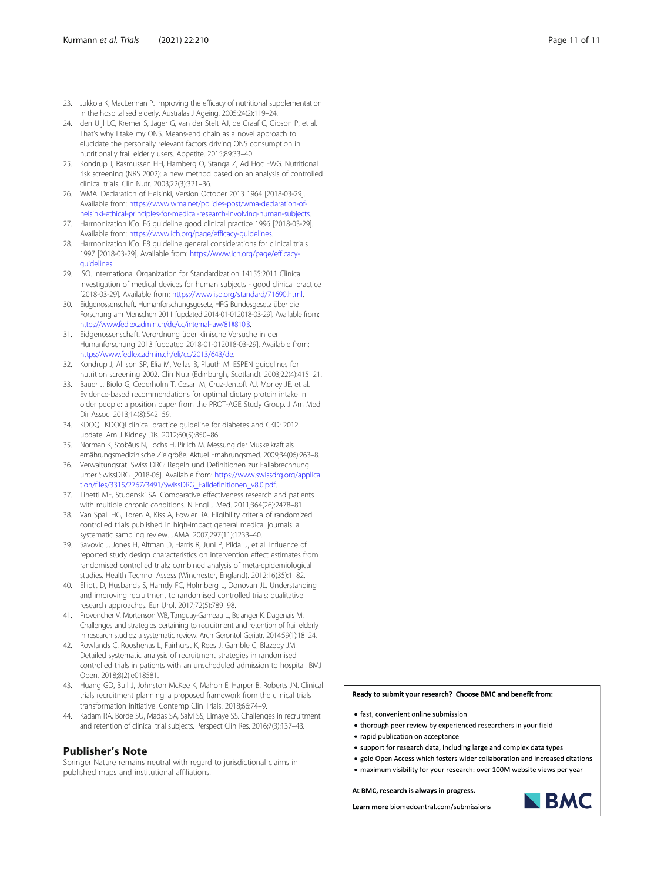23. Jukkola K, MacLennan P. Improving the efficacy of nutritional supplementation in the hospitalised elderly. Australas J Ageing. 2005;24(2):119–24.
24. den Uijl LC, Kremer S, Jager G, van der Stelt AJ, de Graaf C, Gibson P, et al. That's why I take my ONS. Means-end chain as a novel approach to elucidate the personally relevant factors driving ONS consumption in nutritionally frail elderly users. Appetite. 2015;89:33–40.
25. Kondrup J, Rasmussen HH, Hamberg O, Stanga Z, Ad Hoc EWG. Nutritional risk screening (NRS 2002): a new method based on an analysis of controlled clinical trials. Clin Nutr. 2003;22(3):321–36.
26. WMA. Declaration of Helsinki, Version October 2013 1964 [2018-03-29]. Available from: https://www.wma.net/policies-post/wma-declaration-of-helsinki-ethical-principles-for-medical-research-involving-human-subjects.
27. Harmonization ICo. E6 guideline good clinical practice 1996 [2018-03-29]. Available from: https://www.ich.org/page/efficacy-guidelines.
28. Harmonization ICo. E8 guideline general considerations for clinical trials 1997 [2018-03-29]. Available from: https://www.ich.org/page/efficacy-guidelines.
29. ISO. International Organization for Standardization 14155:2011 Clinical investigation of medical devices for human subjects - good clinical practice [2018-03-29]. Available from: https://www.iso.org/standard/71690.html.
30. Eidgenossenschaft. Humanforschungsgesetz, HFG Bundesgesetz über die Forschung am Menschen 2011 [updated 2014-01-012018-03-29]. Available from: https://www.fedlex.admin.ch/de/cc/internal-law/81#810.3.
31. Eidgenossenschaft. Verordnung über klinische Versuche in der Humanforschung 2013 [updated 2018-01-012018-03-29]. Available from: https://www.fedlex.admin.ch/eli/cc/2013/643/de.
32. Kondrup J, Allison SP, Elia M, Vellas B, Plauth M. ESPEN guidelines for nutrition screening 2002. Clin Nutr (Edinburgh, Scotland). 2003;22(4):415–21.
33. Bauer J, Biolo G, Cederholm T, Cesari M, Cruz-Jentoft AJ, Morley JE, et al. Evidence-based recommendations for optimal dietary protein intake in older people: a position paper from the PROT-AGE Study Group. J Am Med Dir Assoc. 2013;14(8):542–59.
34. KDOQI. KDOQI clinical practice guideline for diabetes and CKD: 2012 update. Am J Kidney Dis. 2012;60(5):850–86.
35. Norman K, Stobäus N, Lochs H, Pirlich M. Messung der Muskelkraft als ernährungsmedizinische Zielgröße. Aktuel Ernahrungsmed. 2009;34(06):263–8.
36. Verwaltungsrat. Swiss DRG: Regeln und Definitionen zur Fallabrechnung unter SwissDRG [2018-06]. Available from: https://www.swissdrg.org/application/files/3315/2767/3491/SwissDRG_Falldefinitionen_v8.0.pdf.
37. Tinetti ME, Studenski SA. Comparative effectiveness research and patients with multiple chronic conditions. N Engl J Med. 2011;364(26):2478–81.
38. Van Spall HG, Toren A, Kiss A, Fowler RA. Eligibility criteria of randomized controlled trials published in high-impact general medical journals: a systematic sampling review. JAMA. 2007;297(11):1233–40.
39. Savovic J, Jones H, Altman D, Harris R, Juni P, Pildal J, et al. Influence of reported study design characteristics on intervention effect estimates from randomised controlled trials: combined analysis of meta-epidemiological studies. Health Technol Assess (Winchester, England). 2012;16(35):1–82.
40. Elliott D, Husbands S, Hamdy FC, Holmberg L, Donovan JL. Understanding and improving recruitment to randomised controlled trials: qualitative research approaches. Eur Urol. 2017;72(5):789–98.
41. Provencher V, Mortenson WB, Tanguay-Garneau L, Belanger K, Dagenais M. Challenges and strategies pertaining to recruitment and retention of frail elderly in research studies: a systematic review. Arch Gerontol Geriatr. 2014;59(1):18–24.
42. Rowlands C, Rooshenas L, Fairhurst K, Rees J, Gamble C, Blazeby JM. Detailed systematic analysis of recruitment strategies in randomised controlled trials in patients with an unscheduled admission to hospital. BMJ Open. 2018;8(2):e018581.
43. Huang GD, Bull J, Johnston McKee K, Mahon E, Harper B, Roberts JN. Clinical trials recruitment planning: a proposed framework from the clinical trials transformation initiative. Contemp Clin Trials. 2018;66:74–9.
44. Kadam RA, Borde SU, Madas SA, Salvi SS, Limaye SS. Challenges in recruitment and retention of clinical trial subjects. Perspect Clin Res. 2016;7(3):137–43.

## Publisher's Note

Springer Nature remains neutral with regard to jurisdictional claims in published maps and institutional affiliations.

**Ready to submit your research? Choose BMC and benefit from:**

- fast, convenient online submission
- thorough peer review by experienced researchers in your field
- rapid publication on acceptance
- support for research data, including large and complex data types
- gold Open Access which fosters wider collaboration and increased citations
- maximum visibility for your research: over 100M website views per year

**At BMC, research is always in progress.**

**Learn more** biomedcentral.com/submissions

BMC